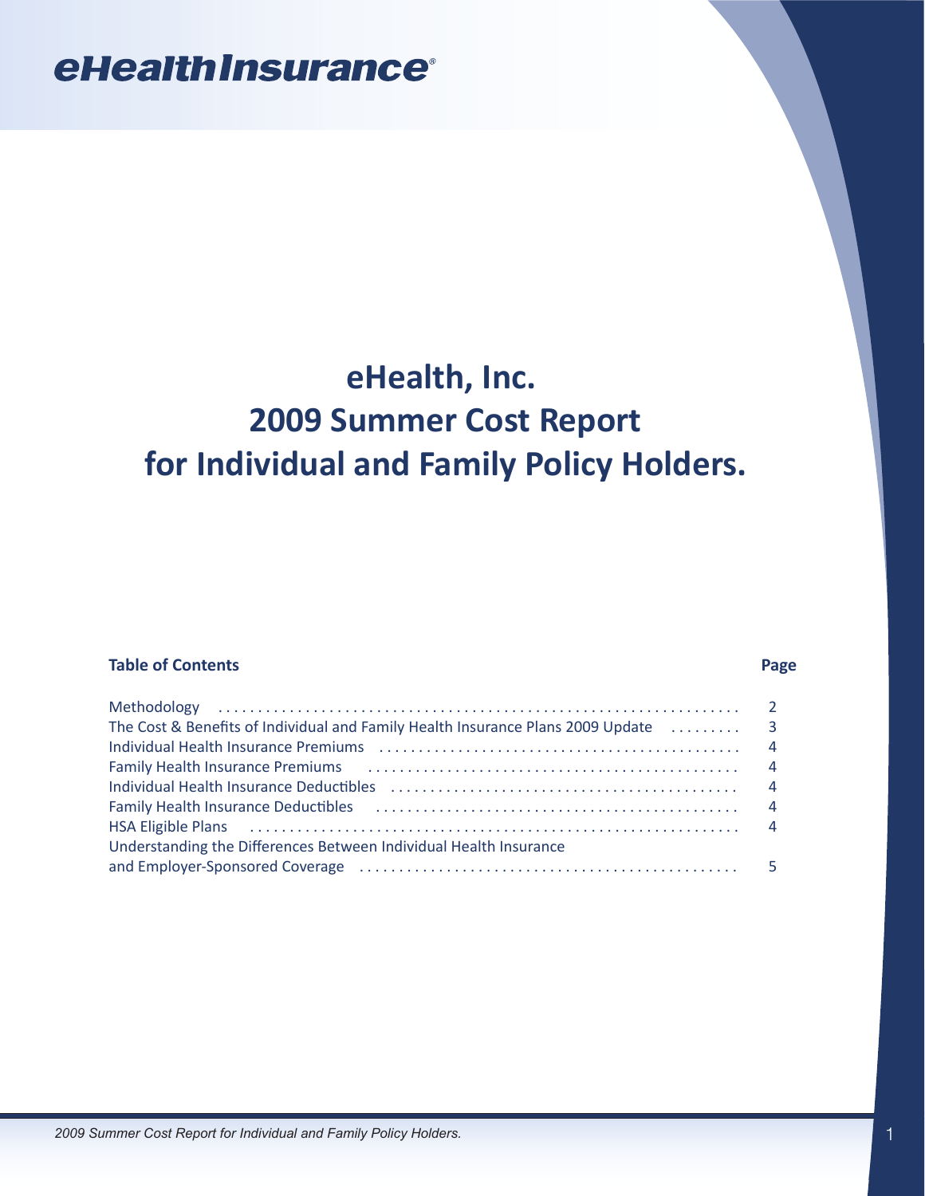eHealthInsurance®

# eHealth, Inc.
# 2009 Summer Cost Report
# for Individual and Family Policy Holders.

| **Table of Contents** | **Page** |
| --- | --- |
| Methodology | 2 |
| The Cost & Benefits of Individual and Family Health Insurance Plans 2009 Update | 3 |
| Individual Health Insurance Premiums | 4 |
| Family Health Insurance Premiums | 4 |
| Individual Health Insurance Deductibles | 4 |
| Family Health Insurance Deductibles | 4 |
| HSA Eligible Plans | 4 |
| Understanding the Differences Between Individual Health Insurance and Employer-Sponsored Coverage | 5 |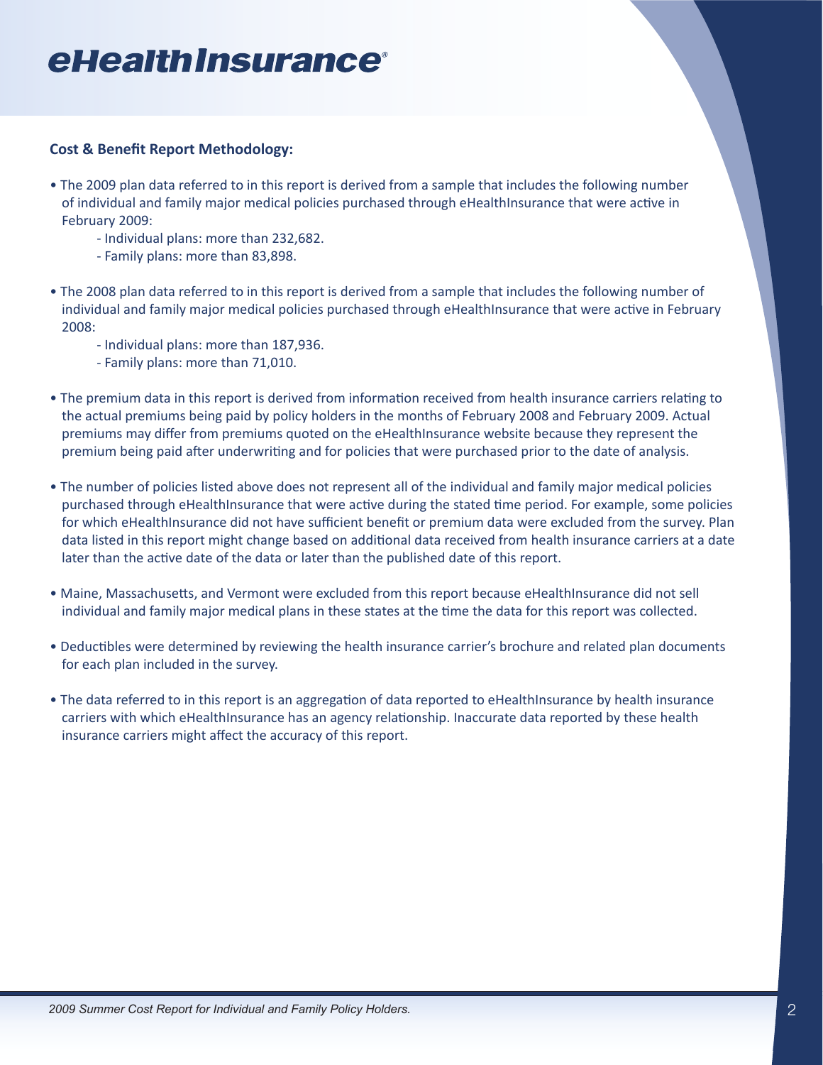**Cost & Benefit Report Methodology:**

- The 2009 plan data referred to in this report is derived from a sample that includes the following number of individual and family major medical policies purchased through eHealthInsurance that were active in February 2009:
  - Individual plans: more than 232,682.
  - Family plans: more than 83,898.
- The 2008 plan data referred to in this report is derived from a sample that includes the following number of individual and family major medical policies purchased through eHealthInsurance that were active in February 2008:
  - Individual plans: more than 187,936.
  - Family plans: more than 71,010.
- The premium data in this report is derived from information received from health insurance carriers relating to the actual premiums being paid by policy holders in the months of February 2008 and February 2009. Actual premiums may differ from premiums quoted on the eHealthInsurance website because they represent the premium being paid after underwriting and for policies that were purchased prior to the date of analysis.
- The number of policies listed above does not represent all of the individual and family major medical policies purchased through eHealthInsurance that were active during the stated time period. For example, some policies for which eHealthInsurance did not have sufficient benefit or premium data were excluded from the survey. Plan data listed in this report might change based on additional data received from health insurance carriers at a date later than the active date of the data or later than the published date of this report.
- Maine, Massachusetts, and Vermont were excluded from this report because eHealthInsurance did not sell individual and family major medical plans in these states at the time the data for this report was collected.
- Deductibles were determined by reviewing the health insurance carrier's brochure and related plan documents for each plan included in the survey.
- The data referred to in this report is an aggregation of data reported to eHealthInsurance by health insurance carriers with which eHealthInsurance has an agency relationship. Inaccurate data reported by these health insurance carriers might affect the accuracy of this report.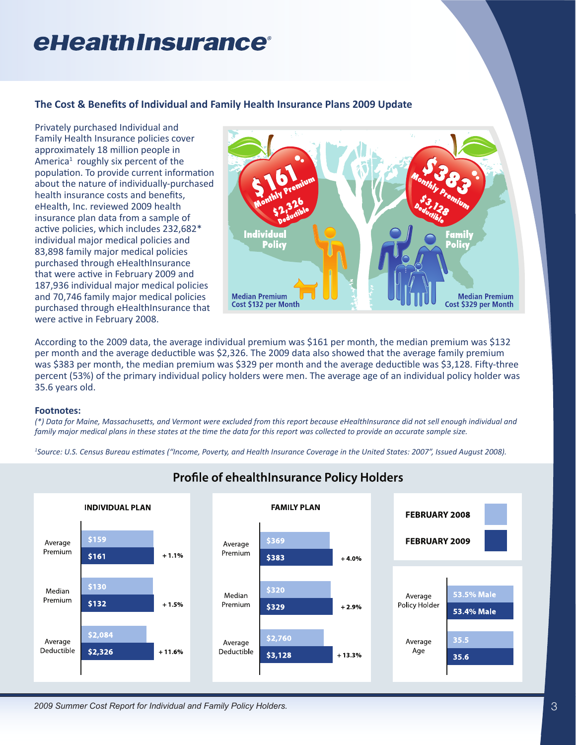# eHealthInsurance®

## The Cost & Benefits of Individual and Family Health Insurance Plans 2009 Update

Privately purchased Individual and Family Health Insurance policies cover approximately 18 million people in America[1] roughly six percent of the population. To provide current information about the nature of individually-purchased health insurance costs and benefits, eHealth, Inc. reviewed 2009 health insurance plan data from a sample of active policies, which includes 232,682* individual major medical policies and 83,898 family major medical policies purchased through eHealthInsurance that were active in February 2009 and 187,936 individual major medical policies and 70,746 family major medical policies purchased through eHealthInsurance that were active in February 2008.

**Individual Policy:** $161 Monthly Premium, $2,326 Deductible. Median Premium Cost $132 per Month

**Family Policy:** $383 Monthly Premium, $3,128 Deductible. Median Premium Cost $329 per Month

According to the 2009 data, the average individual premium was $161 per month, the median premium was $132 per month and the average deductible was $2,326. The 2009 data also showed that the average family premium was $383 per month, the median premium was $329 per month and the average deductible was $3,128. Fifty-three percent (53%) of the primary individual policy holders were men. The average age of an individual policy holder was 35.6 years old.

**Footnotes:**

*(\*) Data for Maine, Massachusetts, and Vermont were excluded from this report because eHealthInsurance did not sell enough individual and family major medical plans in these states at the time the data for this report was collected to provide an accurate sample size.*

*[1]Source: U.S. Census Bureau estimates ("Income, Poverty, and Health Insurance Coverage in the United States: 2007", Issued August 2008).*

## Profile of ehealthInsurance Policy Holders

**INDIVIDUAL PLAN**

| | February 2008 | February 2009 | Change |
|---|---|---|---|
| Average Premium | $159 | $161 | + 1.1% |
| Median Premium | $130 | $132 | + 1.5% |
| Average Deductible | $2,084 | $2,326 | + 11.6% |

**FAMILY PLAN**

| | February 2008 | February 2009 | Change |
|---|---|---|---|
| Average Premium | $369 | $383 | + 4.0% |
| Median Premium | $320 | $329 | + 2.9% |
| Average Deductible | $2,760 | $3,128 | + 13.3% |

| | February 2008 | February 2009 |
|---|---|---|
| Average Policy Holder | 53.5% Male | 53.4% Male |
| Average Age | 35.5 | 35.6 |

*2009 Summer Cost Report for Individual and Family Policy Holders.*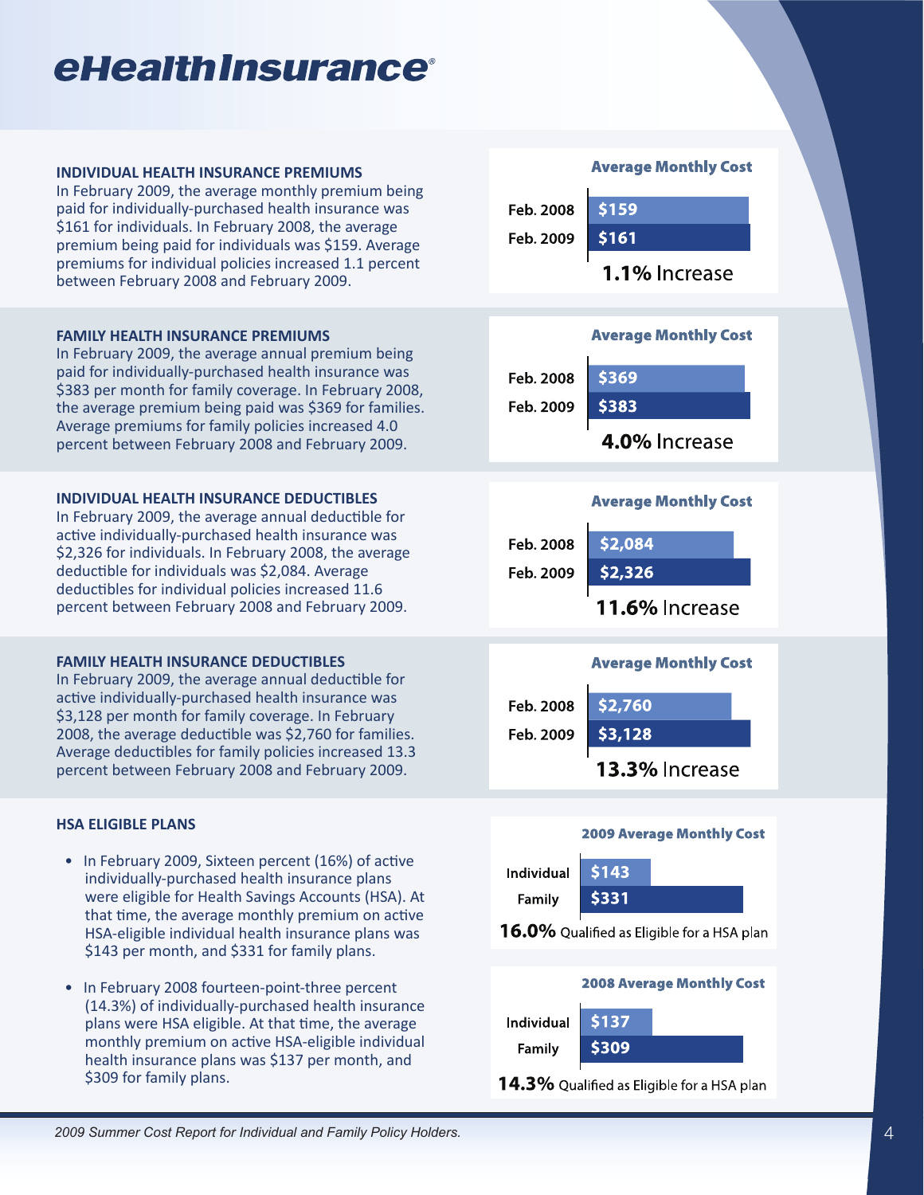# eHealthInsurance

## INDIVIDUAL HEALTH INSURANCE PREMIUMS

In February 2009, the average monthly premium being paid for individually-purchased health insurance was $161 for individuals. In February 2008, the average premium being paid for individuals was $159. Average premiums for individual policies increased 1.1 percent between February 2008 and February 2009.

**Average Monthly Cost**

| | |
|---|---|
| Feb. 2008 | $159 |
| Feb. 2009 | $161 |

**1.1%** Increase

## FAMILY HEALTH INSURANCE PREMIUMS

In February 2009, the average annual premium being paid for individually-purchased health insurance was $383 per month for family coverage. In February 2008, the average premium being paid was $369 for families. Average premiums for family policies increased 4.0 percent between February 2008 and February 2009.

**Average Monthly Cost**

| | |
|---|---|
| Feb. 2008 | $369 |
| Feb. 2009 | $383 |

**4.0%** Increase

## INDIVIDUAL HEALTH INSURANCE DEDUCTIBLES

In February 2009, the average annual deductible for active individually-purchased health insurance was $2,326 for individuals. In February 2008, the average deductible for individuals was $2,084. Average deductibles for individual policies increased 11.6 percent between February 2008 and February 2009.

**Average Monthly Cost**

| | |
|---|---|
| Feb. 2008 | $2,084 |
| Feb. 2009 | $2,326 |

**11.6%** Increase

## FAMILY HEALTH INSURANCE DEDUCTIBLES

In February 2009, the average annual deductible for active individually-purchased health insurance was $3,128 per month for family coverage. In February 2008, the average deductible was $2,760 for families. Average deductibles for family policies increased 13.3 percent between February 2008 and February 2009.

**Average Monthly Cost**

| | |
|---|---|
| Feb. 2008 | $2,760 |
| Feb. 2009 | $3,128 |

**13.3%** Increase

## HSA ELIGIBLE PLANS

- In February 2009, Sixteen percent (16%) of active individually-purchased health insurance plans were eligible for Health Savings Accounts (HSA). At that time, the average monthly premium on active HSA-eligible individual health insurance plans was $143 per month, and $331 for family plans.
- In February 2008 fourteen-point-three percent (14.3%) of individually-purchased health insurance plans were HSA eligible. At that time, the average monthly premium on active HSA-eligible individual health insurance plans was $137 per month, and $309 for family plans.

**2009 Average Monthly Cost**

| | |
|---|---|
| Individual | $143 |
| Family | $331 |

**16.0%** Qualified as Eligible for a HSA plan

**2008 Average Monthly Cost**

| | |
|---|---|
| Individual | $137 |
| Family | $309 |

**14.3%** Qualified as Eligible for a HSA plan

*2009 Summer Cost Report for Individual and Family Policy Holders.*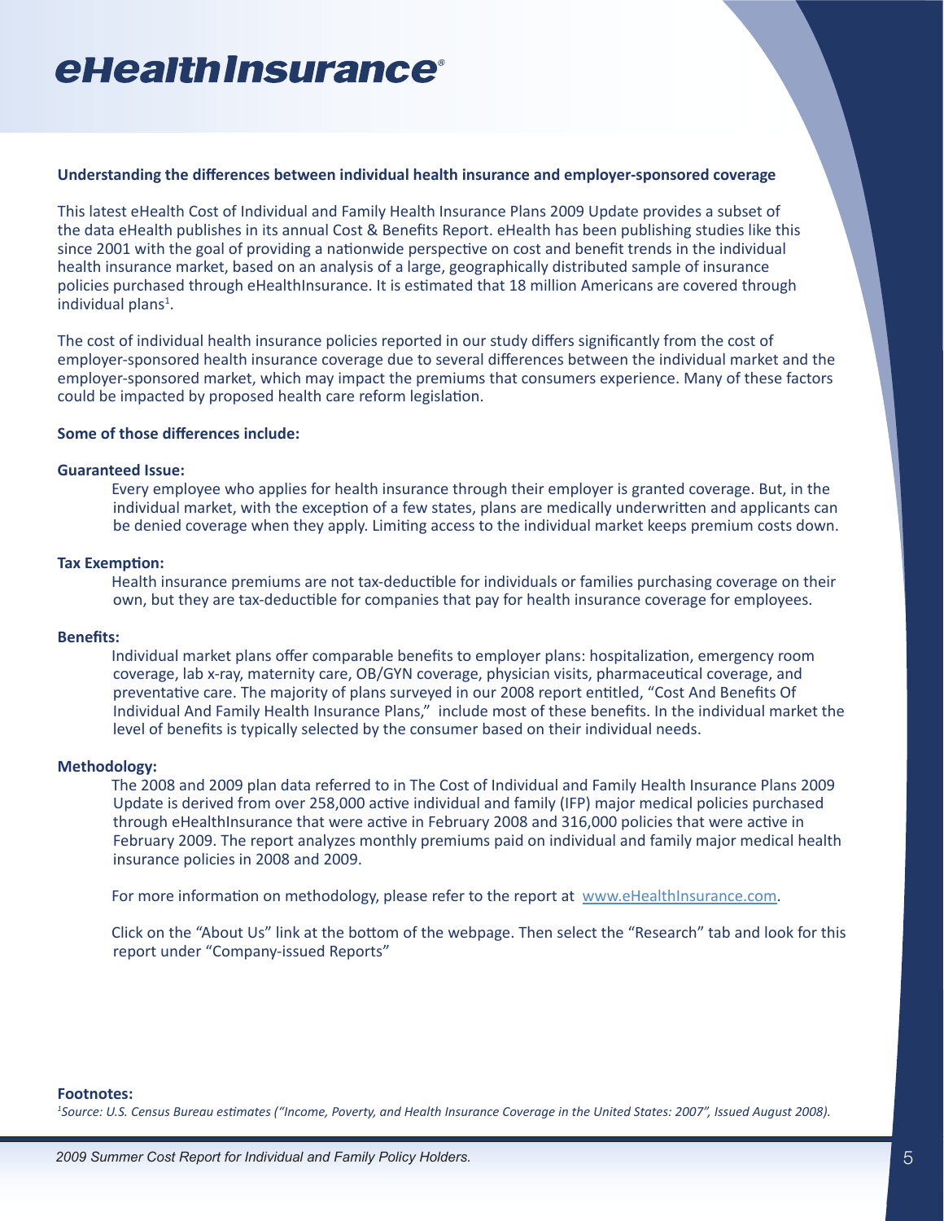# eHealthInsurance®

**Understanding the differences between individual health insurance and employer-sponsored coverage**

This latest eHealth Cost of Individual and Family Health Insurance Plans 2009 Update provides a subset of the data eHealth publishes in its annual Cost & Benefits Report. eHealth has been publishing studies like this since 2001 with the goal of providing a nationwide perspective on cost and benefit trends in the individual health insurance market, based on an analysis of a large, geographically distributed sample of insurance policies purchased through eHealthInsurance. It is estimated that 18 million Americans are covered through individual plans[1].

The cost of individual health insurance policies reported in our study differs significantly from the cost of employer-sponsored health insurance coverage due to several differences between the individual market and the employer-sponsored market, which may impact the premiums that consumers experience. Many of these factors could be impacted by proposed health care reform legislation.

**Some of those differences include:**

**Guaranteed Issue:**

Every employee who applies for health insurance through their employer is granted coverage. But, in the individual market, with the exception of a few states, plans are medically underwritten and applicants can be denied coverage when they apply. Limiting access to the individual market keeps premium costs down.

**Tax Exemption:**

Health insurance premiums are not tax-deductible for individuals or families purchasing coverage on their own, but they are tax-deductible for companies that pay for health insurance coverage for employees.

**Benefits:**

Individual market plans offer comparable benefits to employer plans: hospitalization, emergency room coverage, lab x-ray, maternity care, OB/GYN coverage, physician visits, pharmaceutical coverage, and preventative care. The majority of plans surveyed in our 2008 report entitled, "Cost And Benefits Of Individual And Family Health Insurance Plans," include most of these benefits. In the individual market the level of benefits is typically selected by the consumer based on their individual needs.

**Methodology:**

The 2008 and 2009 plan data referred to in The Cost of Individual and Family Health Insurance Plans 2009 Update is derived from over 258,000 active individual and family (IFP) major medical policies purchased through eHealthInsurance that were active in February 2008 and 316,000 policies that were active in February 2009. The report analyzes monthly premiums paid on individual and family major medical health insurance policies in 2008 and 2009.

For more information on methodology, please refer to the report at [www.eHealthInsurance.com](http://www.eHealthInsurance.com).

Click on the "About Us" link at the bottom of the webpage. Then select the "Research" tab and look for this report under "Company-issued Reports"

**Footnotes:**

*[1]Source: U.S. Census Bureau estimates ("Income, Poverty, and Health Insurance Coverage in the United States: 2007", Issued August 2008).*